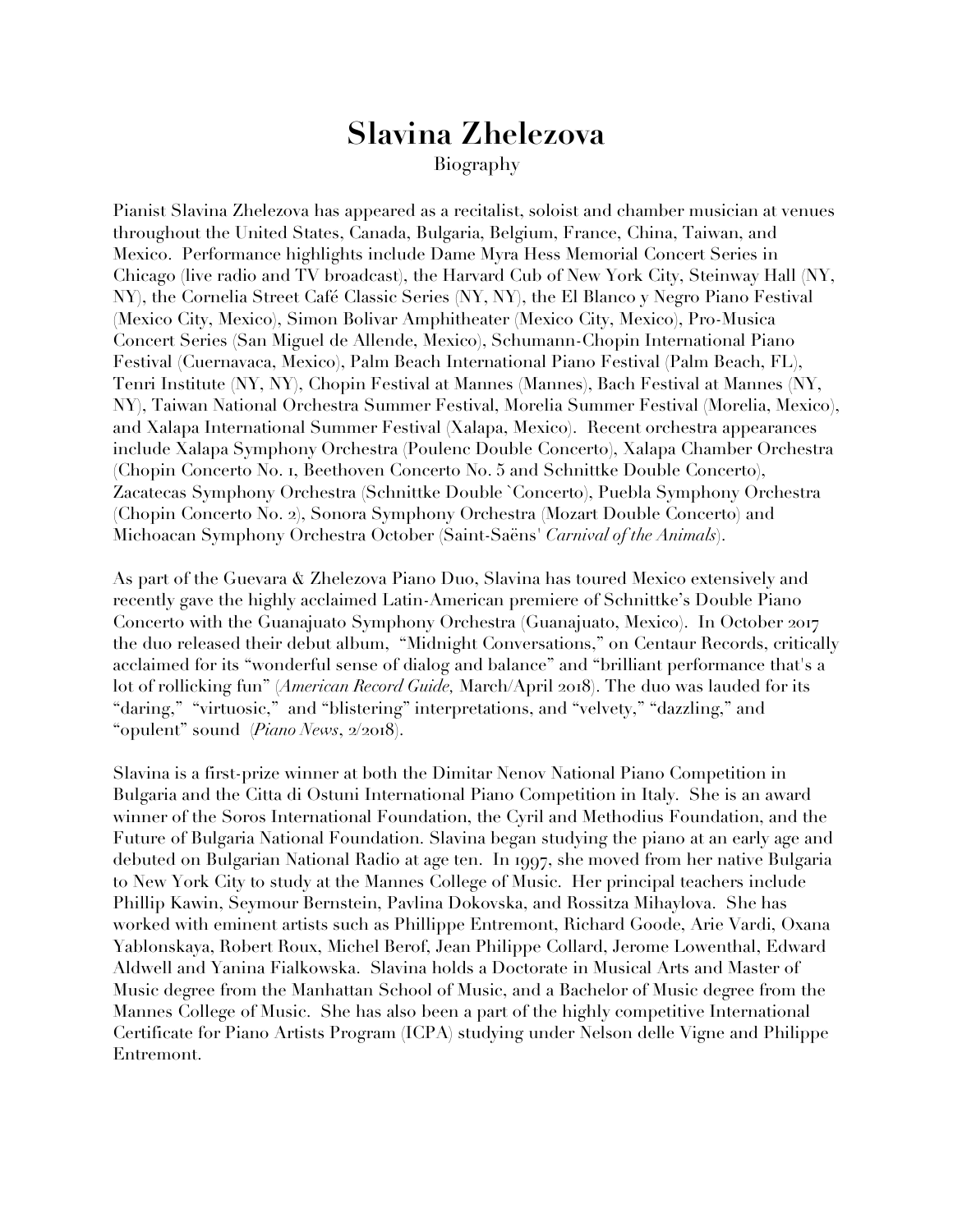# Slavina Zhelezova

Biography

Pianist Slavina Zhelezova has appeared as a recitalist, soloist and chamber musician at venues throughout the United States, Canada, Bulgaria, Belgium, France, China, Taiwan, and Mexico. Performance highlights include Dame Myra Hess Memorial Concert Series in Chicago (live radio and TV broadcast), the Harvard Cub of New York City, Steinway Hall (NY, NY), the Cornelia Street Café Classic Series (NY, NY), the El Blanco y Negro Piano Festival (Mexico City, Mexico), Simon Bolivar Amphitheater (Mexico City, Mexico), Pro-Musica Concert Series (San Miguel de Allende, Mexico), Schumann-Chopin International Piano Festival (Cuernavaca, Mexico), Palm Beach International Piano Festival (Palm Beach, FL), Tenri Institute (NY, NY), Chopin Festival at Mannes (Mannes), Bach Festival at Mannes (NY, NY), Taiwan National Orchestra Summer Festival, Morelia Summer Festival (Morelia, Mexico), and Xalapa International Summer Festival (Xalapa, Mexico). Recent orchestra appearances include Xalapa Symphony Orchestra (Poulenc Double Concerto), Xalapa Chamber Orchestra (Chopin Concerto No. 1, Beethoven Concerto No. 5 and Schnittke Double Concerto), Zacatecas Symphony Orchestra (Schnittke Double `Concerto), Puebla Symphony Orchestra (Chopin Concerto No. 2), Sonora Symphony Orchestra (Mozart Double Concerto) and Michoacan Symphony Orchestra October (Saint-Saëns' *Carnival of the Animals*).

As part of the Guevara & Zhelezova Piano Duo, Slavina has toured Mexico extensively and recently gave the highly acclaimed Latin-American premiere of Schnittke's Double Piano Concerto with the Guanajuato Symphony Orchestra (Guanajuato, Mexico). In October 2017 the duo released their debut album, "Midnight Conversations," on Centaur Records, critically acclaimed for its "wonderful sense of dialog and balance" and "brilliant performance that's a lot of rollicking fun" (*American Record Guide,* March/April 2018). The duo was lauded for its "daring," "virtuosic," and "blistering" interpretations, and "velvety," "dazzling," and "opulent" sound (*Piano News*, 2/2018).

Slavina is a first-prize winner at both the Dimitar Nenov National Piano Competition in Bulgaria and the Citta di Ostuni International Piano Competition in Italy. She is an award winner of the Soros International Foundation, the Cyril and Methodius Foundation, and the Future of Bulgaria National Foundation. Slavina began studying the piano at an early age and debuted on Bulgarian National Radio at age ten. In 1997, she moved from her native Bulgaria to New York City to study at the Mannes College of Music. Her principal teachers include Phillip Kawin, Seymour Bernstein, Pavlina Dokovska, and Rossitza Mihaylova. She has worked with eminent artists such as Phillippe Entremont, Richard Goode, Arie Vardi, Oxana Yablonskaya, Robert Roux, Michel Berof, Jean Philippe Collard, Jerome Lowenthal, Edward Aldwell and Yanina Fialkowska. Slavina holds a Doctorate in Musical Arts and Master of Music degree from the Manhattan School of Music, and a Bachelor of Music degree from the Mannes College of Music. She has also been a part of the highly competitive International Certificate for Piano Artists Program (ICPA) studying under Nelson delle Vigne and Philippe Entremont.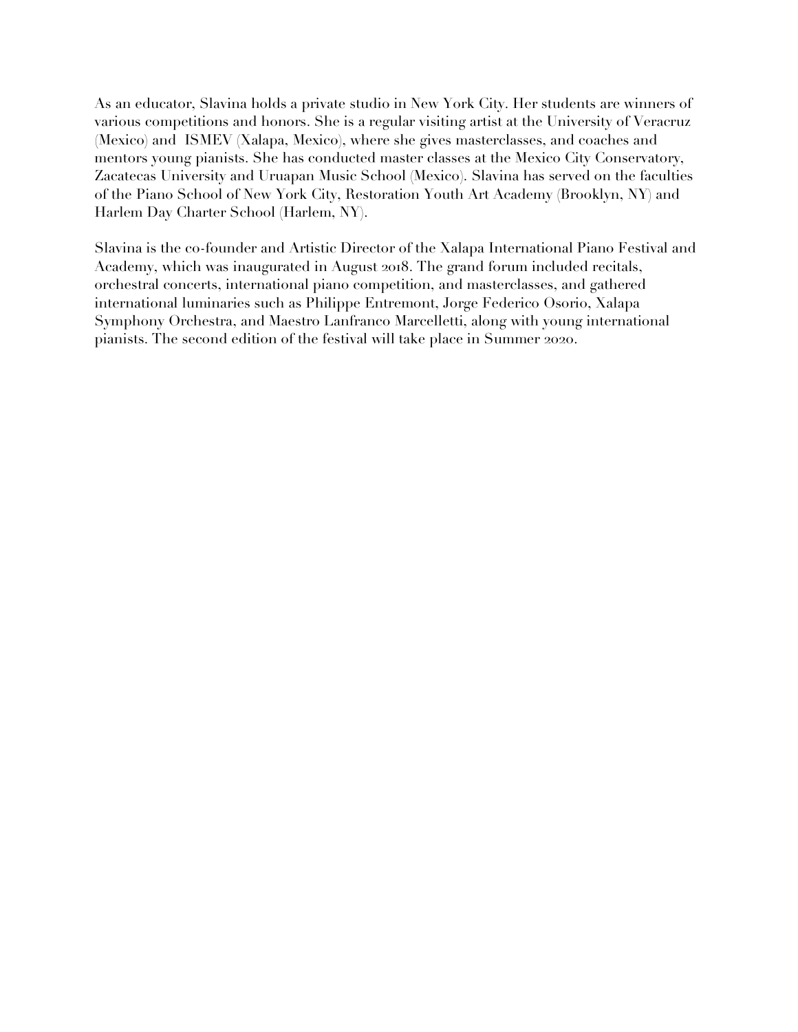As an educator, Slavina holds a private studio in New York City. Her students are winners of various competitions and honors. She is a regular visiting artist at the University of Veracruz (Mexico) and ISMEV (Xalapa, Mexico), where she gives masterclasses, and coaches and mentors young pianists. She has conducted master classes at the Mexico City Conservatory, Zacatecas University and Uruapan Music School (Mexico). Slavina has served on the faculties of the Piano School of New York City, Restoration Youth Art Academy (Brooklyn, NY) and Harlem Day Charter School (Harlem, NY).

Slavina is the co-founder and Artistic Director of the Xalapa International Piano Festival and Academy, which was inaugurated in August 2018. The grand forum included recitals, orchestral concerts, international piano competition, and masterclasses, and gathered international luminaries such as Philippe Entremont, Jorge Federico Osorio, Xalapa Symphony Orchestra, and Maestro Lanfranco Marcelletti, along with young international pianists. The second edition of the festival will take place in Summer 2020.